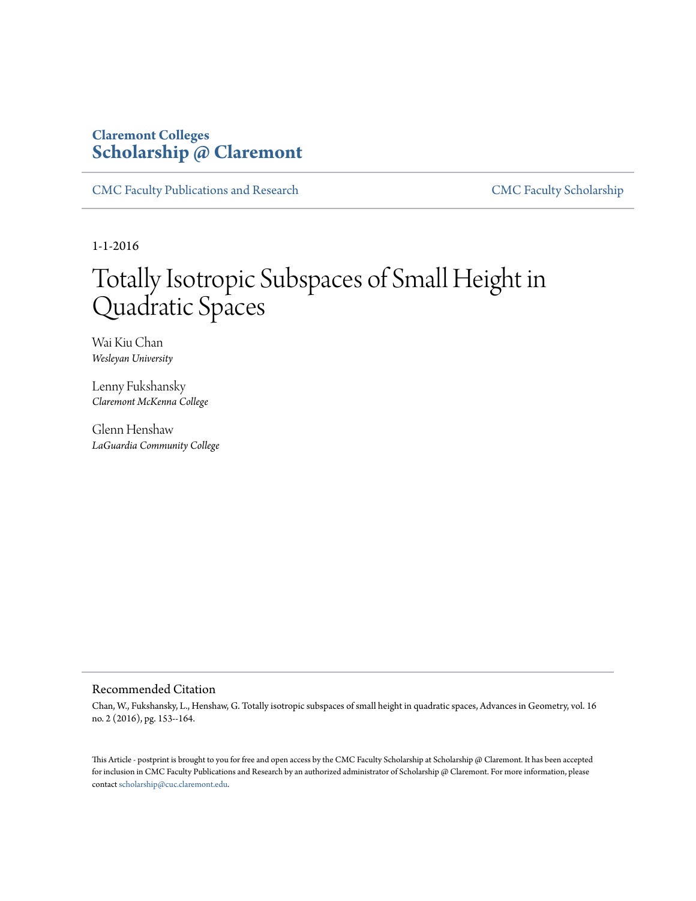Claremont Colleges
**Scholarship @ Claremont**

CMC Faculty Publications and Research | CMC Faculty Scholarship

1-1-2016

# Totally Isotropic Subspaces of Small Height in Quadratic Spaces

Wai Kiu Chan
*Wesleyan University*

Lenny Fukshansky
*Claremont McKenna College*

Glenn Henshaw
*LaGuardia Community College*

## Recommended Citation

Chan, W., Fukshansky, L., Henshaw, G. Totally isotropic subspaces of small height in quadratic spaces, Advances in Geometry, vol. 16 no. 2 (2016), pg. 153--164.

This Article - postprint is brought to you for free and open access by the CMC Faculty Scholarship at Scholarship @ Claremont. It has been accepted for inclusion in CMC Faculty Publications and Research by an authorized administrator of Scholarship @ Claremont. For more information, please contact scholarship@cuc.claremont.edu.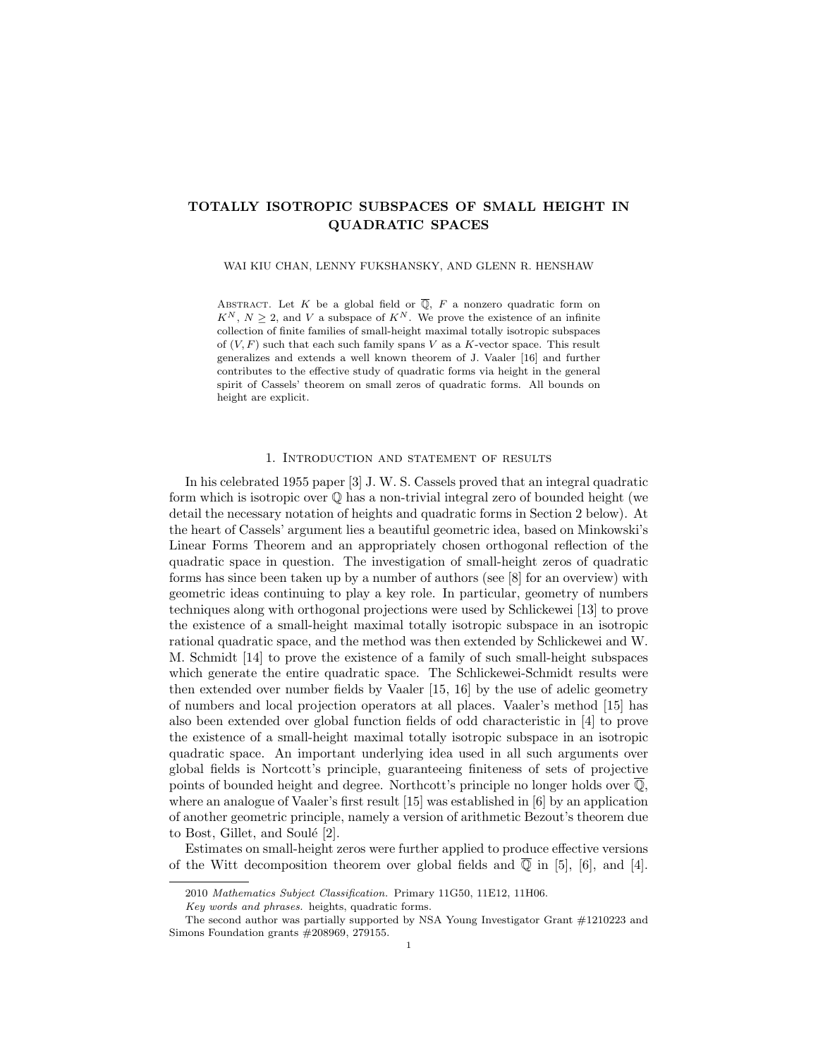# TOTALLY ISOTROPIC SUBSPACES OF SMALL HEIGHT IN QUADRATIC SPACES

WAI KIU CHAN, LENNY FUKSHANSKY, AND GLENN R. HENSHAW

Abstract. Let $K$ be a global field or $\overline{\mathbb{Q}}$, $F$ a nonzero quadratic form on $K^N$, $N \geq 2$, and $V$ a subspace of $K^N$. We prove the existence of an infinite collection of finite families of small-height maximal totally isotropic subspaces of $(V, F)$ such that each such family spans $V$ as a $K$-vector space. This result generalizes and extends a well known theorem of J. Vaaler [16] and further contributes to the effective study of quadratic forms via height in the general spirit of Cassels' theorem on small zeros of quadratic forms. All bounds on height are explicit.

## 1. Introduction and statement of results

In his celebrated 1955 paper [3] J. W. S. Cassels proved that an integral quadratic form which is isotropic over $\mathbb{Q}$ has a non-trivial integral zero of bounded height (we detail the necessary notation of heights and quadratic forms in Section 2 below). At the heart of Cassels' argument lies a beautiful geometric idea, based on Minkowski's Linear Forms Theorem and an appropriately chosen orthogonal reflection of the quadratic space in question. The investigation of small-height zeros of quadratic forms has since been taken up by a number of authors (see [8] for an overview) with geometric ideas continuing to play a key role. In particular, geometry of numbers techniques along with orthogonal projections were used by Schlickewei [13] to prove the existence of a small-height maximal totally isotropic subspace in an isotropic rational quadratic space, and the method was then extended by Schlickewei and W. M. Schmidt [14] to prove the existence of a family of such small-height subspaces which generate the entire quadratic space. The Schlickewei-Schmidt results were then extended over number fields by Vaaler [15, 16] by the use of adelic geometry of numbers and local projection operators at all places. Vaaler's method [15] has also been extended over global function fields of odd characteristic in [4] to prove the existence of a small-height maximal totally isotropic subspace in an isotropic quadratic space. An important underlying idea used in all such arguments over global fields is Nortcott's principle, guaranteeing finiteness of sets of projective points of bounded height and degree. Northcott's principle no longer holds over $\overline{\mathbb{Q}}$, where an analogue of Vaaler's first result [15] was established in [6] by an application of another geometric principle, namely a version of arithmetic Bezout's theorem due to Bost, Gillet, and Soulé [2].

Estimates on small-height zeros were further applied to produce effective versions of the Witt decomposition theorem over global fields and $\overline{\mathbb{Q}}$ in [5], [6], and [4].

---

2010 *Mathematics Subject Classification.* Primary 11G50, 11E12, 11H06.

*Key words and phrases.* heights, quadratic forms.

The second author was partially supported by NSA Young Investigator Grant #1210223 and Simons Foundation grants #208969, 279155.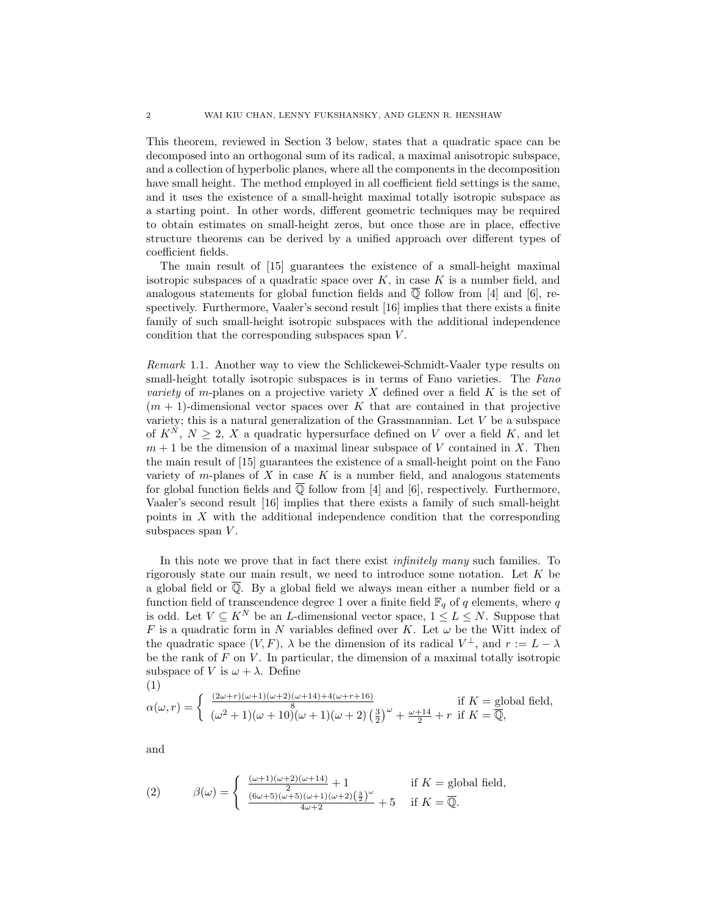This theorem, reviewed in Section 3 below, states that a quadratic space can be decomposed into an orthogonal sum of its radical, a maximal anisotropic subspace, and a collection of hyperbolic planes, where all the components in the decomposition have small height. The method employed in all coefficient field settings is the same, and it uses the existence of a small-height maximal totally isotropic subspace as a starting point. In other words, different geometric techniques may be required to obtain estimates on small-height zeros, but once those are in place, effective structure theorems can be derived by a unified approach over different types of coefficient fields.

The main result of [15] guarantees the existence of a small-height maximal isotropic subspaces of a quadratic space over $K$, in case $K$ is a number field, and analogous statements for global function fields and $\overline{\mathbb{Q}}$ follow from [4] and [6], respectively. Furthermore, Vaaler's second result [16] implies that there exists a finite family of such small-height isotropic subspaces with the additional independence condition that the corresponding subspaces span $V$.

*Remark* 1.1. Another way to view the Schlickewei-Schmidt-Vaaler type results on small-height totally isotropic subspaces is in terms of Fano varieties. The *Fano variety* of $m$-planes on a projective variety $X$ defined over a field $K$ is the set of $(m+1)$-dimensional vector spaces over $K$ that are contained in that projective variety; this is a natural generalization of the Grassmannian. Let $V$ be a subspace of $K^N$, $N \geq 2$, $X$ a quadratic hypersurface defined on $V$ over a field $K$, and let $m+1$ be the dimension of a maximal linear subspace of $V$ contained in $X$. Then the main result of [15] guarantees the existence of a small-height point on the Fano variety of $m$-planes of $X$ in case $K$ is a number field, and analogous statements for global function fields and $\overline{\mathbb{Q}}$ follow from [4] and [6], respectively. Furthermore, Vaaler's second result [16] implies that there exists a family of such small-height points in $X$ with the additional independence condition that the corresponding subspaces span $V$.

In this note we prove that in fact there exist *infinitely many* such families. To rigorously state our main result, we need to introduce some notation. Let $K$ be a global field or $\overline{\mathbb{Q}}$. By a global field we always mean either a number field or a function field of transcendence degree 1 over a finite field $\mathbb{F}_q$ of $q$ elements, where $q$ is odd. Let $V \subseteq K^N$ be an $L$-dimensional vector space, $1 \leq L \leq N$. Suppose that $F$ is a quadratic form in $N$ variables defined over $K$. Let $\omega$ be the Witt index of the quadratic space $(V,F)$, $\lambda$ be the dimension of its radical $V^{\perp}$, and $r := L - \lambda$ be the rank of $F$ on $V$. In particular, the dimension of a maximal totally isotropic subspace of $V$ is $\omega + \lambda$. Define

$$\alpha(\omega, r) = \begin{cases} \frac{(2\omega+r)(\omega+1)(\omega+2)(\omega+14)+4(\omega+r+16)}{8} & \text{if } K = \text{global field}, \\ (\omega^2+1)(\omega+10)(\omega+1)(\omega+2)\left(\frac{3}{2}\right)^{\omega} + \frac{\omega+14}{2} + r & \text{if } K = \overline{\mathbb{Q}}, \end{cases} \tag{1}$$

and

$$\beta(\omega) = \begin{cases} \frac{(\omega+1)(\omega+2)(\omega+14)}{2} + 1 & \text{if } K = \text{global field}, \\ \frac{(6\omega+5)(\omega+5)(\omega+1)(\omega+2)\left(\frac{3}{2}\right)^{\omega}}{4\omega+2} + 5 & \text{if } K = \overline{\mathbb{Q}}. \end{cases} \tag{2}$$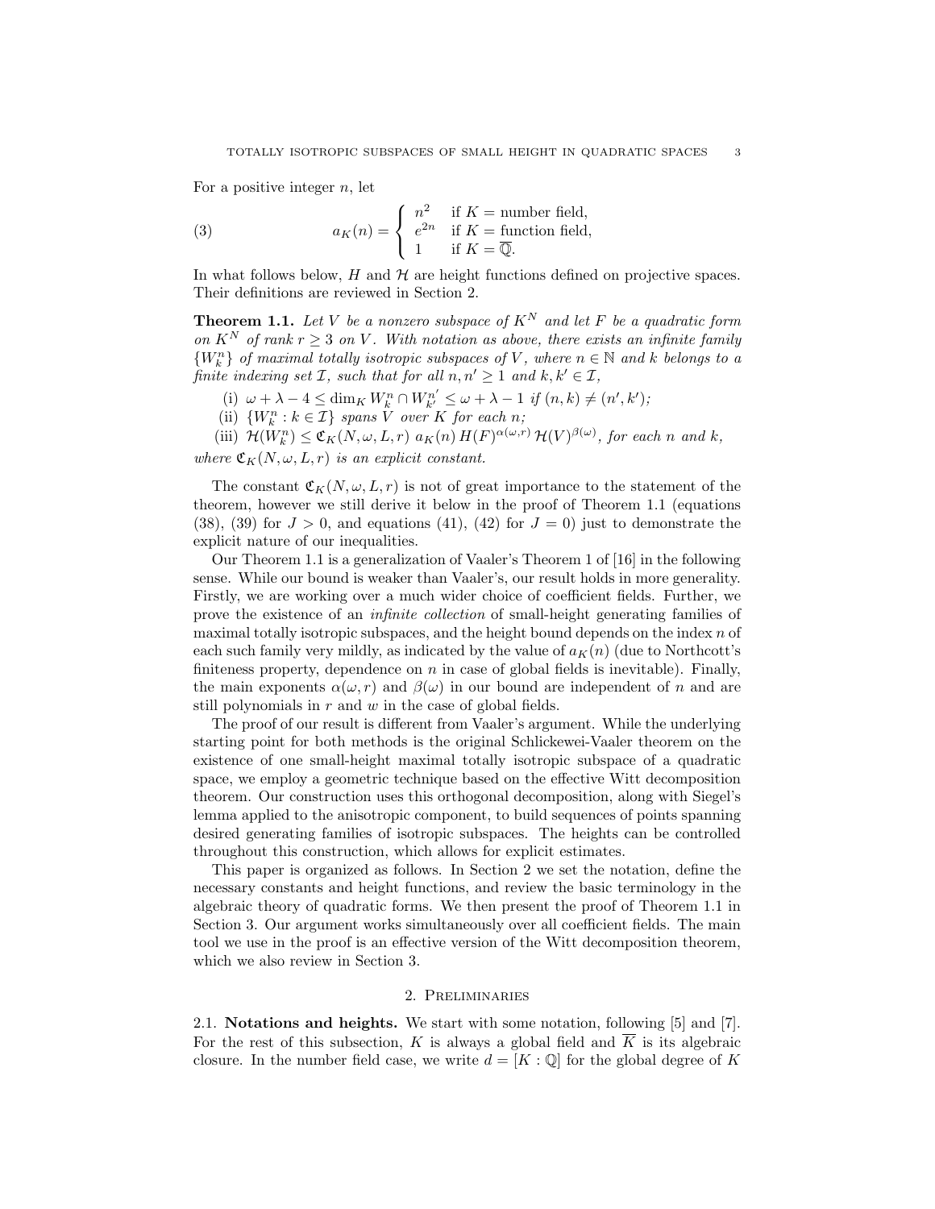For a positive integer $n$, let

$$
a_K(n) = \begin{cases} n^2 & \text{if } K = \text{number field}, \\ e^{2n} & \text{if } K = \text{function field}, \\ 1 & \text{if } K = \overline{\mathbb{Q}}. \end{cases} \tag{3}
$$

In what follows below, $H$ and $\mathcal{H}$ are height functions defined on projective spaces. Their definitions are reviewed in Section 2.

**Theorem 1.1.** *Let $V$ be a nonzero subspace of $K^N$ and let $F$ be a quadratic form on $K^N$ of rank $r \geq 3$ on $V$. With notation as above, there exists an infinite family $\{W_k^n\}$ of maximal totally isotropic subspaces of $V$, where $n \in \mathbb{N}$ and $k$ belongs to a finite indexing set $\mathcal{I}$, such that for all $n, n' \geq 1$ and $k, k' \in \mathcal{I}$,*

(i) $\omega + \lambda - 4 \leq \dim_K W_k^n \cap W_{k'}^{n'} \leq \omega + \lambda - 1$ *if* $(n,k) \neq (n',k')$*;*

(ii) $\{W_k^n : k \in \mathcal{I}\}$ *spans $V$ over $K$ for each $n$;*

(iii) $\mathcal{H}(W_k^n) \leq \mathfrak{C}_K(N, \omega, L, r)\ a_K(n)\ H(F)^{\alpha(\omega,r)}\ \mathcal{H}(V)^{\beta(\omega)}$*, for each $n$ and $k$,*

*where $\mathfrak{C}_K(N, \omega, L, r)$ is an explicit constant.*

The constant $\mathfrak{C}_K(N, \omega, L, r)$ is not of great importance to the statement of the theorem, however we still derive it below in the proof of Theorem 1.1 (equations (38), (39) for $J > 0$, and equations (41), (42) for $J = 0$) just to demonstrate the explicit nature of our inequalities.

Our Theorem 1.1 is a generalization of Vaaler's Theorem 1 of [16] in the following sense. While our bound is weaker than Vaaler's, our result holds in more generality. Firstly, we are working over a much wider choice of coefficient fields. Further, we prove the existence of an *infinite collection* of small-height generating families of maximal totally isotropic subspaces, and the height bound depends on the index $n$ of each such family very mildly, as indicated by the value of $a_K(n)$ (due to Northcott's finiteness property, dependence on $n$ in case of global fields is inevitable). Finally, the main exponents $\alpha(\omega, r)$ and $\beta(\omega)$ in our bound are independent of $n$ and are still polynomials in $r$ and $w$ in the case of global fields.

The proof of our result is different from Vaaler's argument. While the underlying starting point for both methods is the original Schlickewei-Vaaler theorem on the existence of one small-height maximal totally isotropic subspace of a quadratic space, we employ a geometric technique based on the effective Witt decomposition theorem. Our construction uses this orthogonal decomposition, along with Siegel's lemma applied to the anisotropic component, to build sequences of points spanning desired generating families of isotropic subspaces. The heights can be controlled throughout this construction, which allows for explicit estimates.

This paper is organized as follows. In Section 2 we set the notation, define the necessary constants and height functions, and review the basic terminology in the algebraic theory of quadratic forms. We then present the proof of Theorem 1.1 in Section 3. Our argument works simultaneously over all coefficient fields. The main tool we use in the proof is an effective version of the Witt decomposition theorem, which we also review in Section 3.

## 2. Preliminaries

**2.1. Notations and heights.** We start with some notation, following [5] and [7]. For the rest of this subsection, $K$ is always a global field and $\overline{K}$ is its algebraic closure. In the number field case, we write $d = [K : \mathbb{Q}]$ for the global degree of $K$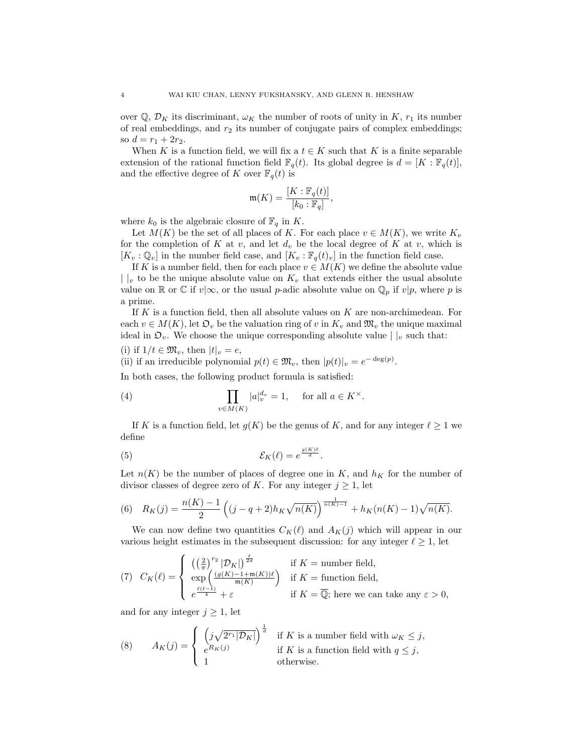over $\mathbb{Q}$, $\mathcal{D}_K$ its discriminant, $\omega_K$ the number of roots of unity in $K$, $r_1$ its number of real embeddings, and $r_2$ its number of conjugate pairs of complex embeddings; so $d = r_1 + 2r_2$.

When $K$ is a function field, we will fix a $t \in K$ such that $K$ is a finite separable extension of the rational function field $\mathbb{F}_q(t)$. Its global degree is $d = [K : \mathbb{F}_q(t)]$, and the effective degree of $K$ over $\mathbb{F}_q(t)$ is

$$\mathfrak{m}(K) = \frac{[K : \mathbb{F}_q(t)]}{[k_0 : \mathbb{F}_q]},$$

where $k_0$ is the algebraic closure of $\mathbb{F}_q$ in $K$.

Let $M(K)$ be the set of all places of $K$. For each place $v \in M(K)$, we write $K_v$ for the completion of $K$ at $v$, and let $d_v$ be the local degree of $K$ at $v$, which is $[K_v : \mathbb{Q}_v]$ in the number field case, and $[K_v : \mathbb{F}_q(t)_v]$ in the function field case.

If $K$ is a number field, then for each place $v \in M(K)$ we define the absolute value $|\ |_v$ to be the unique absolute value on $K_v$ that extends either the usual absolute value on $\mathbb{R}$ or $\mathbb{C}$ if $v|\infty$, or the usual $p$-adic absolute value on $\mathbb{Q}_p$ if $v|p$, where $p$ is a prime.

If $K$ is a function field, then all absolute values on $K$ are non-archimedean. For each $v \in M(K)$, let $\mathfrak{O}_v$ be the valuation ring of $v$ in $K_v$ and $\mathfrak{M}_v$ the unique maximal ideal in $\mathfrak{O}_v$. We choose the unique corresponding absolute value $|\ |_v$ such that:

(i) if $1/t \in \mathfrak{M}_v$, then $|t|_v = e$,
(ii) if an irreducible polynomial $p(t) \in \mathfrak{M}_v$, then $|p(t)|_v = e^{-\deg(p)}$.

In both cases, the following product formula is satisfied:

$$\prod_{v \in M(K)} |a|_v^{d_v} = 1, \quad \text{for all } a \in K^\times. \tag{4}$$

If $K$ is a function field, let $g(K)$ be the genus of $K$, and for any integer $\ell \geq 1$ we define

$$\mathcal{E}_K(\ell) = e^{\frac{g(K)\ell}{d}}. \tag{5}$$

Let $n(K)$ be the number of places of degree one in $K$, and $h_K$ for the number of divisor classes of degree zero of $K$. For any integer $j \geq 1$, let

$$R_K(j) = \frac{n(K)-1}{2}\left((j-q+2)h_K\sqrt{n(K)}\right)^{\frac{1}{n(K)-1}} + h_K(n(K)-1)\sqrt{n(K)}. \tag{6}$$

We can now define two quantities $C_K(\ell)$ and $A_K(j)$ which will appear in our various height estimates in the subsequent discussion: for any integer $\ell \geq 1$, let

$$C_K(\ell) = \begin{cases} \left(\left(\frac{2}{\pi}\right)^{r_2} |\mathcal{D}_K|\right)^{\frac{\ell}{2d}} & \text{if } K = \text{number field,} \\ \exp\left(\frac{(g(K)-1+\mathfrak{m}(K))\ell}{\mathfrak{m}(K)}\right) & \text{if } K = \text{function field,} \\ e^{\frac{\ell(\ell-1)}{4}} + \varepsilon & \text{if } K = \overline{\mathbb{Q}}\text{; here we can take any } \varepsilon > 0, \end{cases} \tag{7}$$

and for any integer $j \geq 1$, let

$$A_K(j) = \begin{cases} \left(j\sqrt{2^{r_1}|\mathcal{D}_K|}\right)^{\frac{1}{d}} & \text{if } K \text{ is a number field with } \omega_K \leq j, \\ e^{R_K(j)} & \text{if } K \text{ is a function field with } q \leq j, \\ 1 & \text{otherwise.} \end{cases} \tag{8}$$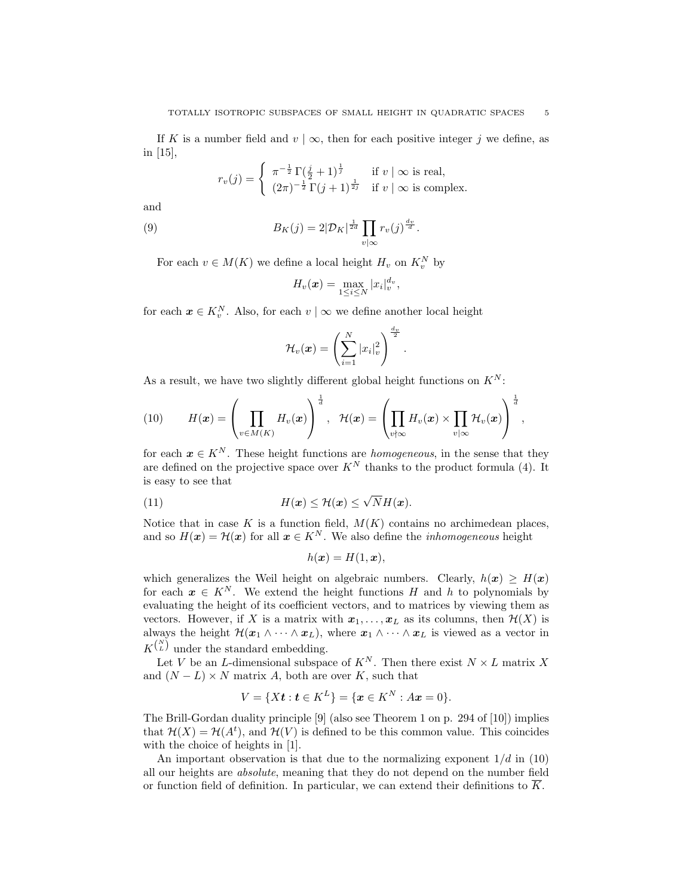If $K$ is a number field and $v \mid \infty$, then for each positive integer $j$ we define, as in [15],

$$r_v(j) = \begin{cases} \pi^{-\frac{1}{2}}\, \Gamma(\frac{j}{2}+1)^{\frac{1}{j}} & \text{if } v \mid \infty \text{ is real,} \\ (2\pi)^{-\frac{1}{2}}\, \Gamma(j+1)^{\frac{1}{2j}} & \text{if } v \mid \infty \text{ is complex.} \end{cases}$$

and

$$B_K(j) = 2|\mathcal{D}_K|^{\frac{1}{2d}} \prod_{v \mid \infty} r_v(j)^{\frac{d_v}{d}}. \tag{9}$$

For each $v \in M(K)$ we define a local height $H_v$ on $K_v^N$ by

$$H_v(\boldsymbol{x}) = \max_{1 \leq i \leq N} |x_i|_v^{d_v},$$

for each $\boldsymbol{x} \in K_v^N$. Also, for each $v \mid \infty$ we define another local height

$$\mathcal{H}_v(\boldsymbol{x}) = \left( \sum_{i=1}^N |x_i|_v^2 \right)^{\frac{d_v}{2}}.$$

As a result, we have two slightly different global height functions on $K^N$:

$$H(\boldsymbol{x}) = \left( \prod_{v \in M(K)} H_v(\boldsymbol{x}) \right)^{\frac{1}{d}}, \quad \mathcal{H}(\boldsymbol{x}) = \left( \prod_{v \nmid \infty} H_v(\boldsymbol{x}) \times \prod_{v \mid \infty} \mathcal{H}_v(\boldsymbol{x}) \right)^{\frac{1}{d}}, \tag{10}$$

for each $\boldsymbol{x} \in K^N$. These height functions are *homogeneous*, in the sense that they are defined on the projective space over $K^N$ thanks to the product formula (4). It is easy to see that

$$H(\boldsymbol{x}) \leq \mathcal{H}(\boldsymbol{x}) \leq \sqrt{N} H(\boldsymbol{x}). \tag{11}$$

Notice that in case $K$ is a function field, $M(K)$ contains no archimedean places, and so $H(\boldsymbol{x}) = \mathcal{H}(\boldsymbol{x})$ for all $\boldsymbol{x} \in K^N$. We also define the *inhomogeneous* height

$$h(\boldsymbol{x}) = H(1, \boldsymbol{x}),$$

which generalizes the Weil height on algebraic numbers. Clearly, $h(\boldsymbol{x}) \geq H(\boldsymbol{x})$ for each $\boldsymbol{x} \in K^N$. We extend the height functions $H$ and $h$ to polynomials by evaluating the height of its coefficient vectors, and to matrices by viewing them as vectors. However, if $X$ is a matrix with $\boldsymbol{x}_1, \dots, \boldsymbol{x}_L$ as its columns, then $\mathcal{H}(X)$ is always the height $\mathcal{H}(\boldsymbol{x}_1 \wedge \cdots \wedge \boldsymbol{x}_L)$, where $\boldsymbol{x}_1 \wedge \cdots \wedge \boldsymbol{x}_L$ is viewed as a vector in $K^{\binom{N}{L}}$ under the standard embedding.

Let $V$ be an $L$-dimensional subspace of $K^N$. Then there exist $N \times L$ matrix $X$ and $(N-L) \times N$ matrix $A$, both are over $K$, such that

$$V = \{X\boldsymbol{t} : \boldsymbol{t} \in K^L\} = \{\boldsymbol{x} \in K^N : A\boldsymbol{x} = 0\}.$$

The Brill-Gordan duality principle [9] (also see Theorem 1 on p. 294 of [10]) implies that $\mathcal{H}(X) = \mathcal{H}(A^t)$, and $\mathcal{H}(V)$ is defined to be this common value. This coincides with the choice of heights in [1].

An important observation is that due to the normalizing exponent $1/d$ in (10) all our heights are *absolute*, meaning that they do not depend on the number field or function field of definition. In particular, we can extend their definitions to $\overline{K}$.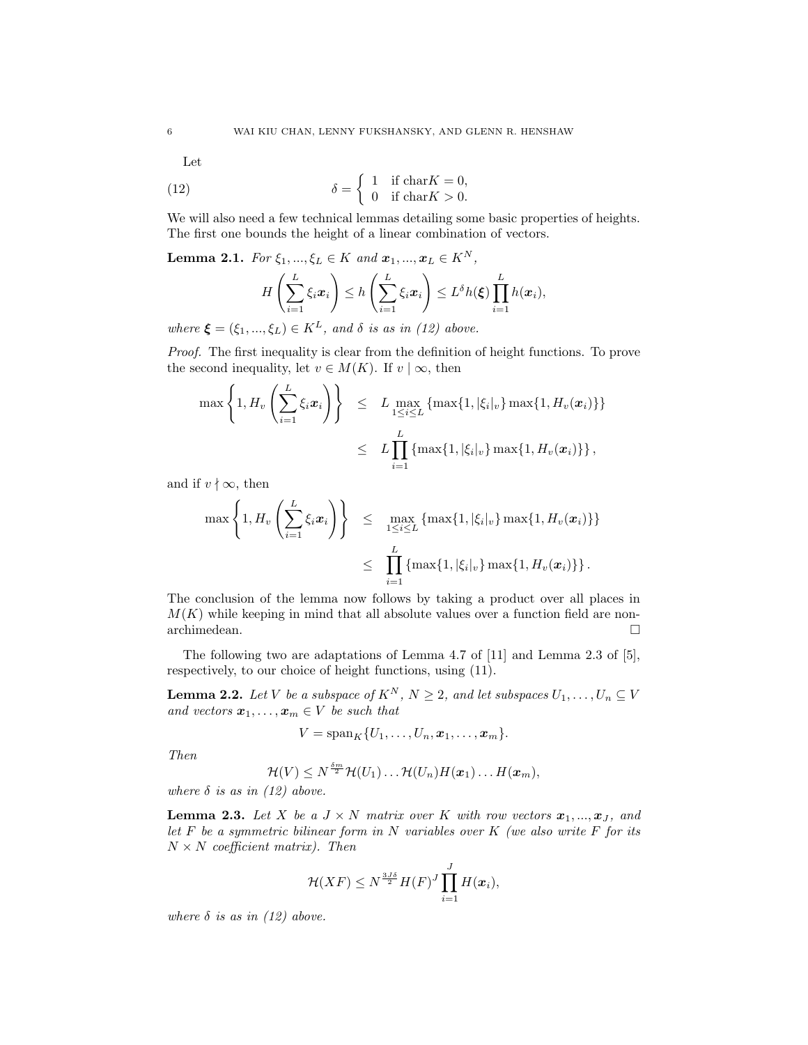Let

$$\delta = \begin{cases} 1 & \text{if char}K = 0, \\ 0 & \text{if char}K > 0. \end{cases} \tag{12}$$

We will also need a few technical lemmas detailing some basic properties of heights. The first one bounds the height of a linear combination of vectors.

**Lemma 2.1.** *For $\xi_1, ..., \xi_L \in K$ and $\boldsymbol{x}_1, ..., \boldsymbol{x}_L \in K^N$,*

$$H\left(\sum_{i=1}^{L} \xi_i \boldsymbol{x}_i\right) \leq h\left(\sum_{i=1}^{L} \xi_i \boldsymbol{x}_i\right) \leq L^{\delta} h(\boldsymbol{\xi}) \prod_{i=1}^{L} h(\boldsymbol{x}_i),$$

*where $\boldsymbol{\xi} = (\xi_1, ..., \xi_L) \in K^L$, and $\delta$ is as in (12) above.*

*Proof.* The first inequality is clear from the definition of height functions. To prove the second inequality, let $v \in M(K)$. If $v \mid \infty$, then

$$\begin{aligned} \max\left\{1, H_v\left(\sum_{i=1}^{L} \xi_i \boldsymbol{x}_i\right)\right\} &\leq L \max_{1 \leq i \leq L} \{\max\{1, |\xi_i|_v\} \max\{1, H_v(\boldsymbol{x}_i)\}\} \\ &\leq L \prod_{i=1}^{L} \{\max\{1, |\xi_i|_v\} \max\{1, H_v(\boldsymbol{x}_i)\}\}, \end{aligned}$$

and if $v \nmid \infty$, then

$$\begin{aligned} \max\left\{1, H_v\left(\sum_{i=1}^{L} \xi_i \boldsymbol{x}_i\right)\right\} &\leq \max_{1 \leq i \leq L} \{\max\{1, |\xi_i|_v\} \max\{1, H_v(\boldsymbol{x}_i)\}\} \\ &\leq \prod_{i=1}^{L} \{\max\{1, |\xi_i|_v\} \max\{1, H_v(\boldsymbol{x}_i)\}\}. \end{aligned}$$

The conclusion of the lemma now follows by taking a product over all places in $M(K)$ while keeping in mind that all absolute values over a function field are non-archimedean. $\square$

The following two are adaptations of Lemma 4.7 of [11] and Lemma 2.3 of [5], respectively, to our choice of height functions, using (11).

**Lemma 2.2.** *Let $V$ be a subspace of $K^N$, $N \geq 2$, and let subspaces $U_1, \dots, U_n \subseteq V$ and vectors $\boldsymbol{x}_1, \dots, \boldsymbol{x}_m \in V$ be such that*

$$V = \text{span}_K\{U_1, \dots, U_n, \boldsymbol{x}_1, \dots, \boldsymbol{x}_m\}.$$

*Then*

$$\mathcal{H}(V) \leq N^{\frac{\delta m}{2}} \mathcal{H}(U_1) \dots \mathcal{H}(U_n) H(\boldsymbol{x}_1) \dots H(\boldsymbol{x}_m),$$

*where $\delta$ is as in (12) above.*

**Lemma 2.3.** *Let $X$ be a $J \times N$ matrix over $K$ with row vectors $\boldsymbol{x}_1, ..., \boldsymbol{x}_J$, and let $F$ be a symmetric bilinear form in $N$ variables over $K$ (we also write $F$ for its $N \times N$ coefficient matrix). Then*

$$\mathcal{H}(XF) \leq N^{\frac{3J\delta}{2}} H(F)^J \prod_{i=1}^{J} H(\boldsymbol{x}_i),$$

*where $\delta$ is as in (12) above.*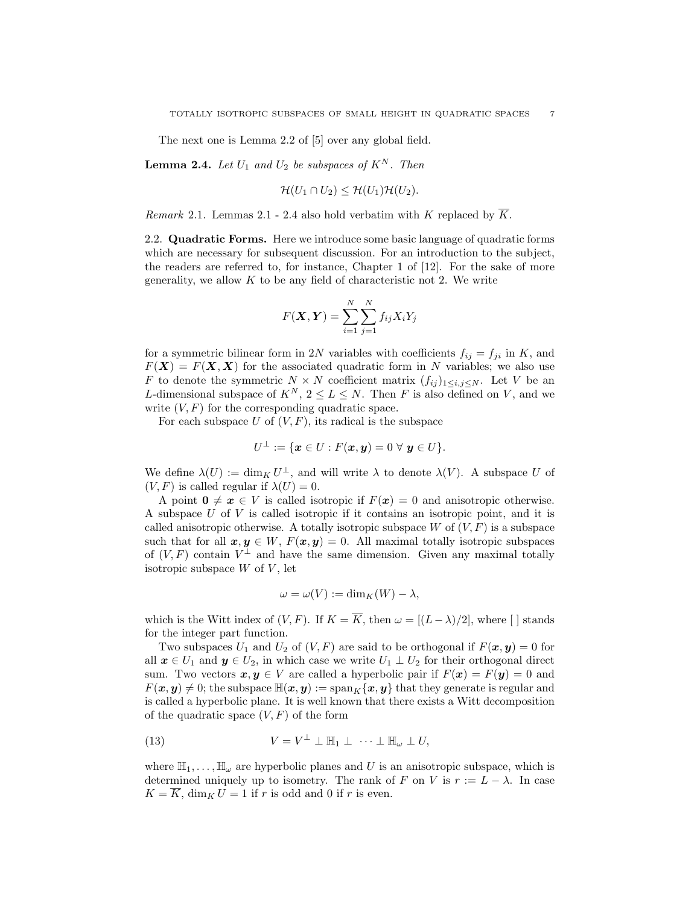The next one is Lemma 2.2 of [5] over any global field.

**Lemma 2.4.** *Let $U_1$ and $U_2$ be subspaces of $K^N$. Then*

$$\mathcal{H}(U_1 \cap U_2) \leq \mathcal{H}(U_1)\mathcal{H}(U_2).$$

*Remark* 2.1. Lemmas 2.1 - 2.4 also hold verbatim with $K$ replaced by $\overline{K}$.

### 2.2. Quadratic Forms.

Here we introduce some basic language of quadratic forms which are necessary for subsequent discussion. For an introduction to the subject, the readers are referred to, for instance, Chapter 1 of [12]. For the sake of more generality, we allow $K$ to be any field of characteristic not 2. We write

$$F(\boldsymbol{X}, \boldsymbol{Y}) = \sum_{i=1}^{N} \sum_{j=1}^{N} f_{ij} X_i Y_j$$

for a symmetric bilinear form in $2N$ variables with coefficients $f_{ij} = f_{ji}$ in $K$, and $F(\boldsymbol{X}) = F(\boldsymbol{X}, \boldsymbol{X})$ for the associated quadratic form in $N$ variables; we also use $F$ to denote the symmetric $N \times N$ coefficient matrix $(f_{ij})_{1 \leq i,j \leq N}$. Let $V$ be an $L$-dimensional subspace of $K^N$, $2 \leq L \leq N$. Then $F$ is also defined on $V$, and we write $(V, F)$ for the corresponding quadratic space.

For each subspace $U$ of $(V, F)$, its radical is the subspace

$$U^{\perp} := \{\boldsymbol{x} \in U : F(\boldsymbol{x}, \boldsymbol{y}) = 0 \ \forall \ \boldsymbol{y} \in U\}.$$

We define $\lambda(U) := \dim_K U^{\perp}$, and will write $\lambda$ to denote $\lambda(V)$. A subspace $U$ of $(V, F)$ is called regular if $\lambda(U) = 0$.

A point $\boldsymbol{0} \neq \boldsymbol{x} \in V$ is called isotropic if $F(\boldsymbol{x}) = 0$ and anisotropic otherwise. A subspace $U$ of $V$ is called isotropic if it contains an isotropic point, and it is called anisotropic otherwise. A totally isotropic subspace $W$ of $(V, F)$ is a subspace such that for all $\boldsymbol{x}, \boldsymbol{y} \in W$, $F(\boldsymbol{x}, \boldsymbol{y}) = 0$. All maximal totally isotropic subspaces of $(V, F)$ contain $V^{\perp}$ and have the same dimension. Given any maximal totally isotropic subspace $W$ of $V$, let

$$\omega = \omega(V) := \dim_K(W) - \lambda,$$

which is the Witt index of $(V, F)$. If $K = \overline{K}$, then $\omega = [(L - \lambda)/2]$, where [ ] stands for the integer part function.

Two subspaces $U_1$ and $U_2$ of $(V, F)$ are said to be orthogonal if $F(\boldsymbol{x}, \boldsymbol{y}) = 0$ for all $\boldsymbol{x} \in U_1$ and $\boldsymbol{y} \in U_2$, in which case we write $U_1 \perp U_2$ for their orthogonal direct sum. Two vectors $\boldsymbol{x}, \boldsymbol{y} \in V$ are called a hyperbolic pair if $F(\boldsymbol{x}) = F(\boldsymbol{y}) = 0$ and $F(\boldsymbol{x}, \boldsymbol{y}) \neq 0$; the subspace $\mathbb{H}(\boldsymbol{x}, \boldsymbol{y}) := \operatorname{span}_K\{\boldsymbol{x}, \boldsymbol{y}\}$ that they generate is regular and is called a hyperbolic plane. It is well known that there exists a Witt decomposition of the quadratic space $(V, F)$ of the form

$$V = V^{\perp} \perp \mathbb{H}_1 \perp \ \cdots \perp \mathbb{H}_{\omega} \perp U, \tag{13}$$

where $\mathbb{H}_1, \ldots, \mathbb{H}_{\omega}$ are hyperbolic planes and $U$ is an anisotropic subspace, which is determined uniquely up to isometry. The rank of $F$ on $V$ is $r := L - \lambda$. In case $K = \overline{K}$, $\dim_K U = 1$ if $r$ is odd and 0 if $r$ is even.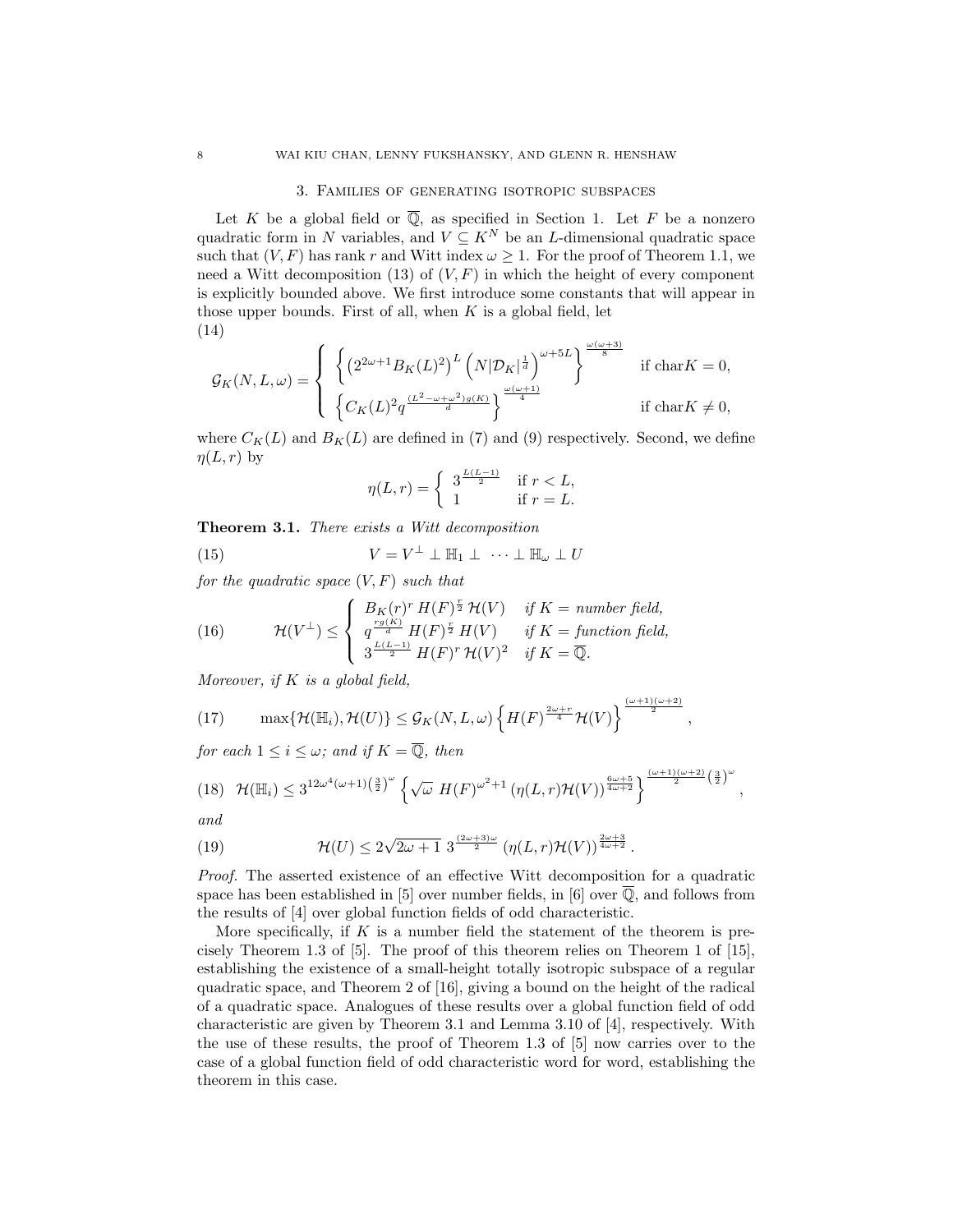## 3. Families of generating isotropic subspaces

Let $K$ be a global field or $\overline{\mathbb{Q}}$, as specified in Section 1. Let $F$ be a nonzero quadratic form in $N$ variables, and $V \subseteq K^N$ be an $L$-dimensional quadratic space such that $(V,F)$ has rank $r$ and Witt index $\omega \geq 1$. For the proof of Theorem 1.1, we need a Witt decomposition (13) of $(V,F)$ in which the height of every component is explicitly bounded above. We first introduce some constants that will appear in those upper bounds. First of all, when $K$ is a global field, let

$$\mathcal{G}_K(N,L,\omega) = \begin{cases} \left\{ \left(2^{2\omega+1} B_K(L)^2\right)^L \left(N |\mathcal{D}_K|^{\frac{1}{d}}\right)^{\omega+5L} \right\}^{\frac{\omega(\omega+3)}{8}} & \text{if } \operatorname{char} K = 0, \\ \left\{ C_K(L)^2 q^{\frac{(L^2-\omega+\omega^2)g(K)}{d}} \right\}^{\frac{\omega(\omega+1)}{4}} & \text{if } \operatorname{char} K \neq 0, \end{cases} \tag{14}$$

where $C_K(L)$ and $B_K(L)$ are defined in (7) and (9) respectively. Second, we define $\eta(L,r)$ by

$$\eta(L,r) = \begin{cases} 3^{\frac{L(L-1)}{2}} & \text{if } r < L, \\ 1 & \text{if } r = L. \end{cases}$$

**Theorem 3.1.** *There exists a Witt decomposition*

$$V = V^{\perp} \perp \mathbb{H}_1 \perp \cdots \perp \mathbb{H}_\omega \perp U \tag{15}$$

*for the quadratic space $(V,F)$ such that*

$$\mathcal{H}(V^{\perp}) \leq \begin{cases} B_K(r)^r \, H(F)^{\frac{r}{2}} \, \mathcal{H}(V) & \text{if } K = \text{number field}, \\ q^{\frac{rg(K)}{d}} \, H(F)^{\frac{r}{2}} \, H(V) & \text{if } K = \text{function field}, \\ 3^{\frac{L(L-1)}{2}} \, H(F)^r \, \mathcal{H}(V)^2 & \text{if } K = \overline{\mathbb{Q}}. \end{cases} \tag{16}$$

*Moreover, if $K$ is a global field,*

$$\max\{\mathcal{H}(\mathbb{H}_i), \mathcal{H}(U)\} \leq \mathcal{G}_K(N,L,\omega) \left\{ H(F)^{\frac{2\omega+r}{4}} \mathcal{H}(V) \right\}^{\frac{(\omega+1)(\omega+2)}{2}}, \tag{17}$$

*for each $1 \leq i \leq \omega$; and if $K = \overline{\mathbb{Q}}$, then*

$$\mathcal{H}(\mathbb{H}_i) \leq 3^{12\omega^4(\omega+1)\left(\frac{3}{2}\right)^\omega} \left\{ \sqrt{\omega} \; H(F)^{\omega^2+1} \left(\eta(L,r)\mathcal{H}(V)\right)^{\frac{6\omega+5}{4\omega+2}} \right\}^{\frac{(\omega+1)(\omega+2)}{2}\left(\frac{3}{2}\right)^\omega}, \tag{18}$$

*and*

$$\mathcal{H}(U) \leq 2\sqrt{2\omega+1} \; 3^{\frac{(2\omega+3)\omega}{2}} \left(\eta(L,r)\mathcal{H}(V)\right)^{\frac{2\omega+3}{4\omega+2}}. \tag{19}$$

*Proof.* The asserted existence of an effective Witt decomposition for a quadratic space has been established in [5] over number fields, in [6] over $\overline{\mathbb{Q}}$, and follows from the results of [4] over global function fields of odd characteristic.

More specifically, if $K$ is a number field the statement of the theorem is precisely Theorem 1.3 of [5]. The proof of this theorem relies on Theorem 1 of [15], establishing the existence of a small-height totally isotropic subspace of a regular quadratic space, and Theorem 2 of [16], giving a bound on the height of the radical of a quadratic space. Analogues of these results over a global function field of odd characteristic are given by Theorem 3.1 and Lemma 3.10 of [4], respectively. With the use of these results, the proof of Theorem 1.3 of [5] now carries over to the case of a global function field of odd characteristic word for word, establishing the theorem in this case.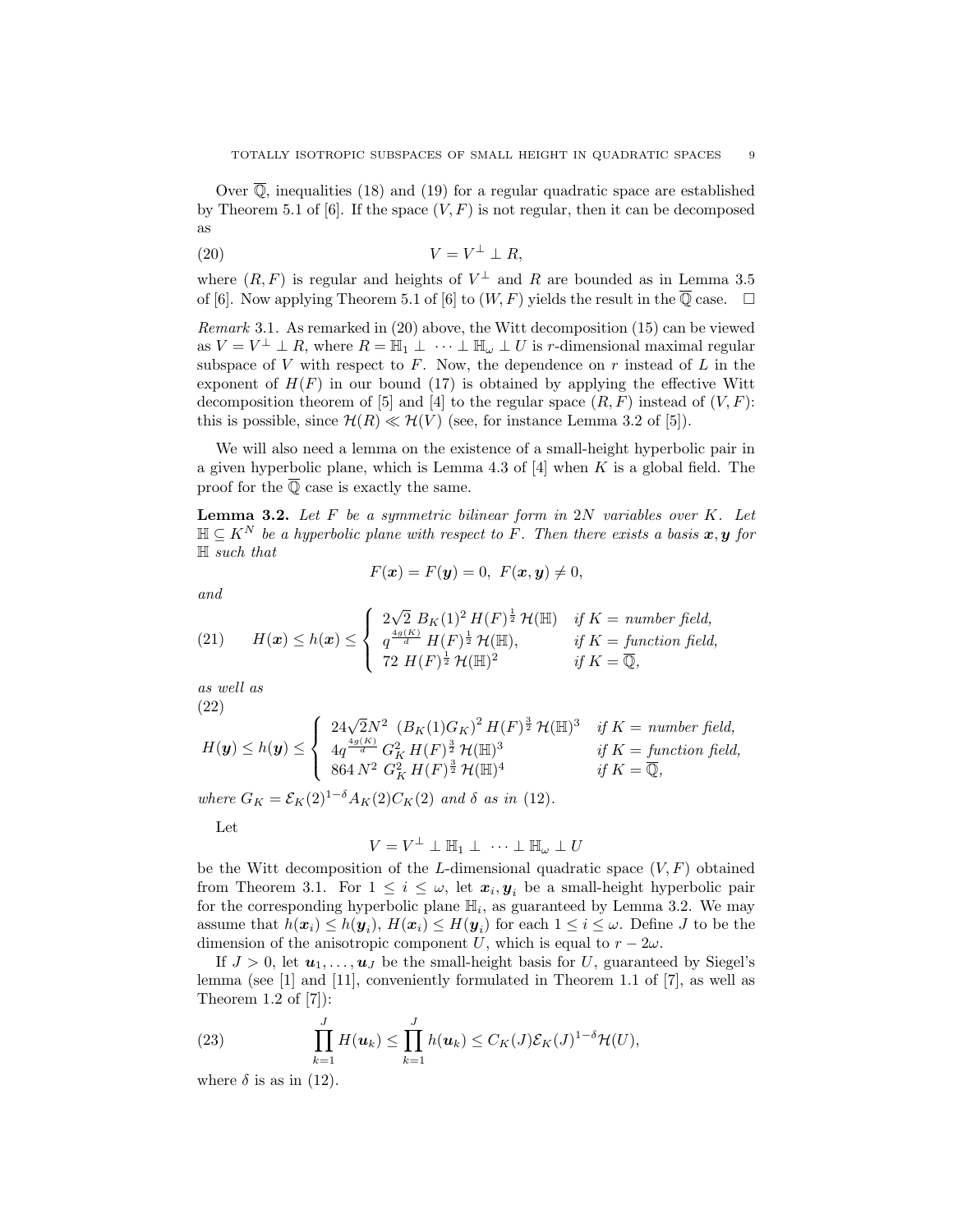Over $\overline{\mathbb{Q}}$, inequalities (18) and (19) for a regular quadratic space are established by Theorem 5.1 of [6]. If the space $(V, F)$ is not regular, then it can be decomposed as

$$V = V^{\perp} \perp R, \tag{20}$$

where $(R, F)$ is regular and heights of $V^{\perp}$ and $R$ are bounded as in Lemma 3.5 of [6]. Now applying Theorem 5.1 of [6] to $(W, F)$ yields the result in the $\overline{\mathbb{Q}}$ case. $\square$

*Remark* 3.1. As remarked in (20) above, the Witt decomposition (15) can be viewed as $V = V^{\perp} \perp R$, where $R = \mathbb{H}_1 \perp \cdots \perp \mathbb{H}_\omega \perp U$ is $r$-dimensional maximal regular subspace of $V$ with respect to $F$. Now, the dependence on $r$ instead of $L$ in the exponent of $H(F)$ in our bound (17) is obtained by applying the effective Witt decomposition theorem of [5] and [4] to the regular space $(R, F)$ instead of $(V, F)$: this is possible, since $\mathcal{H}(R) \ll \mathcal{H}(V)$ (see, for instance Lemma 3.2 of [5]).

We will also need a lemma on the existence of a small-height hyperbolic pair in a given hyperbolic plane, which is Lemma 4.3 of [4] when $K$ is a global field. The proof for the $\overline{\mathbb{Q}}$ case is exactly the same.

**Lemma 3.2.** *Let $F$ be a symmetric bilinear form in $2N$ variables over $K$. Let $\mathbb{H} \subseteq K^N$ be a hyperbolic plane with respect to $F$. Then there exists a basis $\boldsymbol{x}, \boldsymbol{y}$ for $\mathbb{H}$ such that*

$$F(\boldsymbol{x}) = F(\boldsymbol{y}) = 0, \ F(\boldsymbol{x}, \boldsymbol{y}) \neq 0,$$

*and*

$$H(\boldsymbol{x}) \leq h(\boldsymbol{x}) \leq \begin{cases} 2\sqrt{2}\ B_K(1)^2\, H(F)^{\frac{1}{2}}\, \mathcal{H}(\mathbb{H}) & \text{if } K = \text{number field}, \\ q^{\frac{4g(K)}{d}}\, H(F)^{\frac{1}{2}}\, \mathcal{H}(\mathbb{H}), & \text{if } K = \text{function field}, \\ 72\ H(F)^{\frac{1}{2}}\, \mathcal{H}(\mathbb{H})^2 & \text{if } K = \overline{\mathbb{Q}}, \end{cases} \tag{21}$$

*as well as*

$$H(\boldsymbol{y}) \leq h(\boldsymbol{y}) \leq \begin{cases} 24\sqrt{2}N^2\ (B_K(1)G_K)^2\, H(F)^{\frac{3}{2}}\, \mathcal{H}(\mathbb{H})^3 & \text{if } K = \text{number field}, \\ 4q^{\frac{4g(K)}{d}}\, G_K^2\, H(F)^{\frac{3}{2}}\, \mathcal{H}(\mathbb{H})^3 & \text{if } K = \text{function field}, \\ 864\, N^2\ G_K^2\, H(F)^{\frac{3}{2}}\, \mathcal{H}(\mathbb{H})^4 & \text{if } K = \overline{\mathbb{Q}}, \end{cases} \tag{22}$$

*where $G_K = \mathcal{E}_K(2)^{1-\delta} A_K(2) C_K(2)$ and $\delta$ as in (12).*

Let

$$V = V^{\perp} \perp \mathbb{H}_1 \perp \cdots \perp \mathbb{H}_\omega \perp U$$

be the Witt decomposition of the $L$-dimensional quadratic space $(V, F)$ obtained from Theorem 3.1. For $1 \leq i \leq \omega$, let $\boldsymbol{x}_i, \boldsymbol{y}_i$ be a small-height hyperbolic pair for the corresponding hyperbolic plane $\mathbb{H}_i$, as guaranteed by Lemma 3.2. We may assume that $h(\boldsymbol{x}_i) \leq h(\boldsymbol{y}_i)$, $H(\boldsymbol{x}_i) \leq H(\boldsymbol{y}_i)$ for each $1 \leq i \leq \omega$. Define $J$ to be the dimension of the anisotropic component $U$, which is equal to $r - 2\omega$.

If $J > 0$, let $\boldsymbol{u}_1, \ldots, \boldsymbol{u}_J$ be the small-height basis for $U$, guaranteed by Siegel's lemma (see [1] and [11], conveniently formulated in Theorem 1.1 of [7], as well as Theorem 1.2 of [7]):

$$\prod_{k=1}^{J} H(\boldsymbol{u}_k) \leq \prod_{k=1}^{J} h(\boldsymbol{u}_k) \leq C_K(J)\mathcal{E}_K(J)^{1-\delta}\mathcal{H}(U), \tag{23}$$

where $\delta$ is as in (12).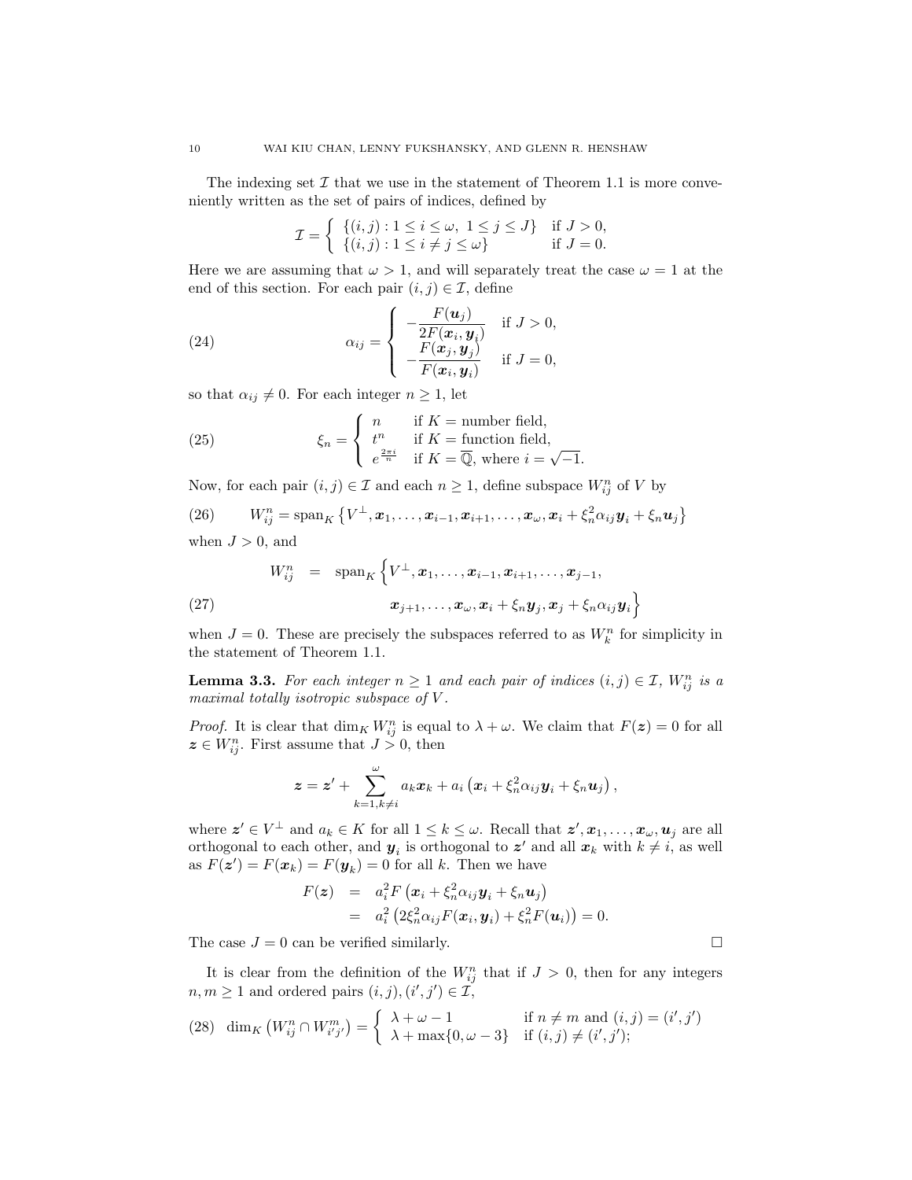The indexing set $\mathcal{I}$ that we use in the statement of Theorem 1.1 is more conveniently written as the set of pairs of indices, defined by

$$\mathcal{I} = \begin{cases} \{(i,j) : 1 \leq i \leq \omega,\ 1 \leq j \leq J\} & \text{if } J > 0, \\ \{(i,j) : 1 \leq i \neq j \leq \omega\} & \text{if } J = 0. \end{cases}$$

Here we are assuming that $\omega > 1$, and will separately treat the case $\omega = 1$ at the end of this section. For each pair $(i,j) \in \mathcal{I}$, define

$$\alpha_{ij} = \begin{cases} -\dfrac{F(\boldsymbol{u}_j)}{2F(\boldsymbol{x}_i, \boldsymbol{y}_i)} & \text{if } J > 0, \\ -\dfrac{F(\boldsymbol{x}_j, \boldsymbol{y}_j)}{F(\boldsymbol{x}_i, \boldsymbol{y}_i)} & \text{if } J = 0, \end{cases} \tag{24}$$

so that $\alpha_{ij} \neq 0$. For each integer $n \geq 1$, let

$$\xi_n = \begin{cases} n & \text{if } K = \text{number field}, \\ t^n & \text{if } K = \text{function field}, \\ e^{\frac{2\pi i}{n}} & \text{if } K = \overline{\mathbb{Q}}, \text{ where } i = \sqrt{-1}. \end{cases} \tag{25}$$

Now, for each pair $(i,j) \in \mathcal{I}$ and each $n \geq 1$, define subspace $W_{ij}^n$ of $V$ by

$$W_{ij}^n = \operatorname{span}_K \left\{ V^\perp, \boldsymbol{x}_1, \dots, \boldsymbol{x}_{i-1}, \boldsymbol{x}_{i+1}, \dots, \boldsymbol{x}_\omega, \boldsymbol{x}_i + \xi_n^2 \alpha_{ij} \boldsymbol{y}_i + \xi_n \boldsymbol{u}_j \right\} \tag{26}$$

when $J > 0$, and

$$\begin{aligned} W_{ij}^n \;=\; \operatorname{span}_K \Big\{ & V^\perp, \boldsymbol{x}_1, \dots, \boldsymbol{x}_{i-1}, \boldsymbol{x}_{i+1}, \dots, \boldsymbol{x}_{j-1}, \\ & \boldsymbol{x}_{j+1}, \dots, \boldsymbol{x}_\omega, \boldsymbol{x}_i + \xi_n \boldsymbol{y}_j, \boldsymbol{x}_j + \xi_n \alpha_{ij} \boldsymbol{y}_i \Big\} \end{aligned} \tag{27}$$

when $J = 0$. These are precisely the subspaces referred to as $W_k^n$ for simplicity in the statement of Theorem 1.1.

**Lemma 3.3.** *For each integer $n \geq 1$ and each pair of indices $(i,j) \in \mathcal{I}$, $W_{ij}^n$ is a maximal totally isotropic subspace of $V$.*

*Proof.* It is clear that $\dim_K W_{ij}^n$ is equal to $\lambda + \omega$. We claim that $F(\boldsymbol{z}) = 0$ for all $\boldsymbol{z} \in W_{ij}^n$. First assume that $J > 0$, then

$$\boldsymbol{z} = \boldsymbol{z}' + \sum_{k=1, k \neq i}^{\omega} a_k \boldsymbol{x}_k + a_i \left( \boldsymbol{x}_i + \xi_n^2 \alpha_{ij} \boldsymbol{y}_i + \xi_n \boldsymbol{u}_j \right),$$

where $\boldsymbol{z}' \in V^\perp$ and $a_k \in K$ for all $1 \leq k \leq \omega$. Recall that $\boldsymbol{z}', \boldsymbol{x}_1, \dots, \boldsymbol{x}_\omega, \boldsymbol{u}_j$ are all orthogonal to each other, and $\boldsymbol{y}_i$ is orthogonal to $\boldsymbol{z}'$ and all $\boldsymbol{x}_k$ with $k \neq i$, as well as $F(\boldsymbol{z}') = F(\boldsymbol{x}_k) = F(\boldsymbol{y}_k) = 0$ for all $k$. Then we have

$$\begin{aligned} F(\boldsymbol{z}) &= a_i^2 F\left( \boldsymbol{x}_i + \xi_n^2 \alpha_{ij} \boldsymbol{y}_i + \xi_n \boldsymbol{u}_j \right) \\ &= a_i^2 \left( 2\xi_n^2 \alpha_{ij} F(\boldsymbol{x}_i, \boldsymbol{y}_i) + \xi_n^2 F(\boldsymbol{u}_i) \right) = 0. \end{aligned}$$

The case $J = 0$ can be verified similarly. $\square$

It is clear from the definition of the $W_{ij}^n$ that if $J > 0$, then for any integers $n, m \geq 1$ and ordered pairs $(i,j), (i',j') \in \mathcal{I}$,

$$\dim_K \left( W_{ij}^n \cap W_{i'j'}^m \right) = \begin{cases} \lambda + \omega - 1 & \text{if } n \neq m \text{ and } (i,j) = (i',j') \\ \lambda + \max\{0, \omega - 3\} & \text{if } (i,j) \neq (i',j'); \end{cases} \tag{28}$$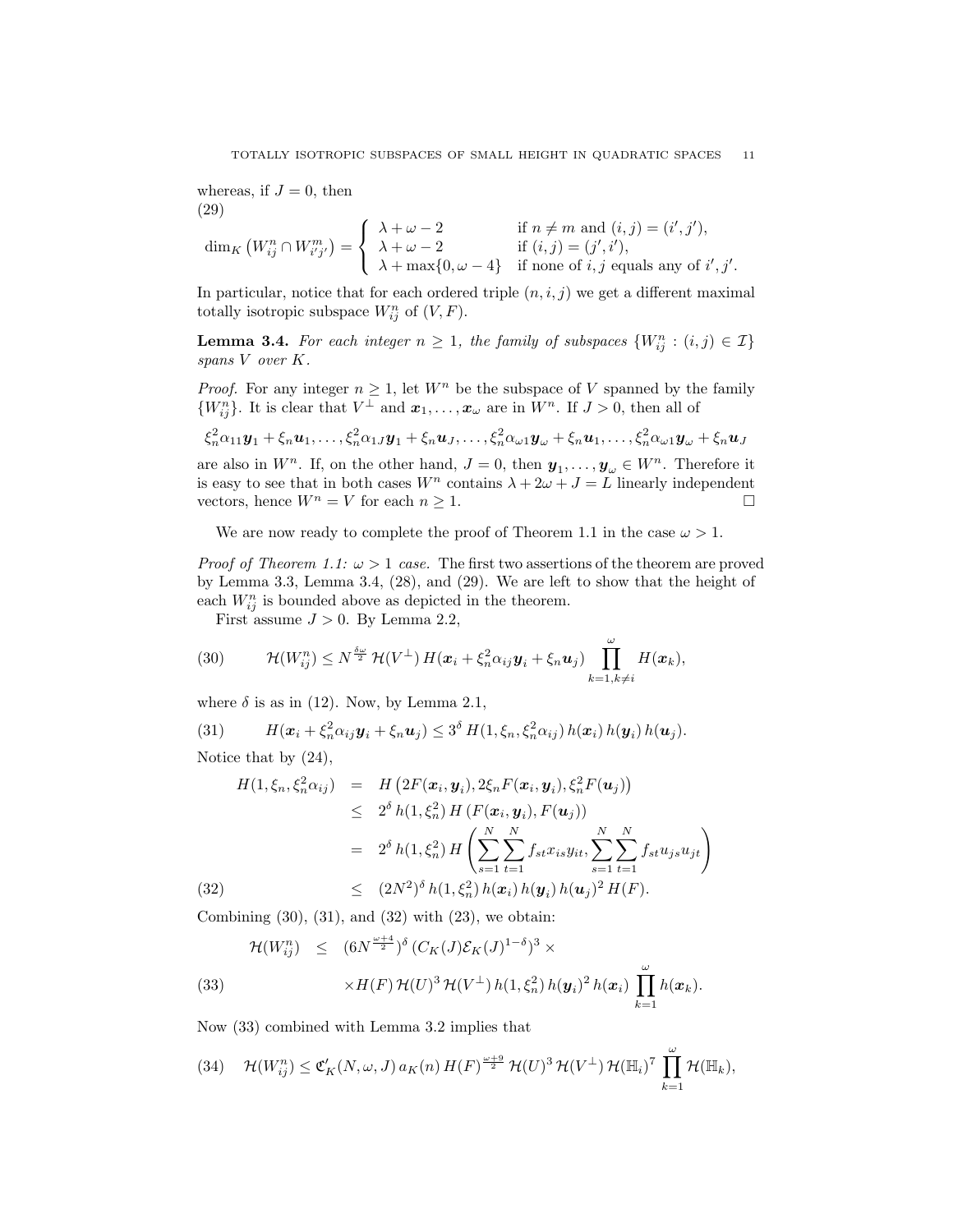whereas, if $J = 0$, then
(29)

$$\dim_K \left( W^n_{ij} \cap W^m_{i'j'} \right) = \begin{cases} \lambda + \omega - 2 & \text{if } n \neq m \text{ and } (i,j) = (i',j'), \\ \lambda + \omega - 2 & \text{if } (i,j) = (j',i'), \\ \lambda + \max\{0, \omega - 4\} & \text{if none of } i,j \text{ equals any of } i',j'. \end{cases}$$

In particular, notice that for each ordered triple $(n,i,j)$ we get a different maximal totally isotropic subspace $W^n_{ij}$ of $(V,F)$.

**Lemma 3.4.** *For each integer $n \geq 1$, the family of subspaces $\{W^n_{ij} : (i,j) \in \mathcal{I}\}$ spans $V$ over $K$.*

*Proof.* For any integer $n \geq 1$, let $W^n$ be the subspace of $V$ spanned by the family $\{W^n_{ij}\}$. It is clear that $V^{\perp}$ and $\boldsymbol{x}_1, \dots, \boldsymbol{x}_\omega$ are in $W^n$. If $J > 0$, then all of

$$\xi_n^2 \alpha_{11} \boldsymbol{y}_1 + \xi_n \boldsymbol{u}_1, \dots, \xi_n^2 \alpha_{1J} \boldsymbol{y}_1 + \xi_n \boldsymbol{u}_J, \dots, \xi_n^2 \alpha_{\omega 1} \boldsymbol{y}_\omega + \xi_n \boldsymbol{u}_1, \dots, \xi_n^2 \alpha_{\omega 1} \boldsymbol{y}_\omega + \xi_n \boldsymbol{u}_J$$

are also in $W^n$. If, on the other hand, $J = 0$, then $\boldsymbol{y}_1, \dots, \boldsymbol{y}_\omega \in W^n$. Therefore it is easy to see that in both cases $W^n$ contains $\lambda + 2\omega + J = L$ linearly independent vectors, hence $W^n = V$ for each $n \geq 1$. $\square$

We are now ready to complete the proof of Theorem 1.1 in the case $\omega > 1$.

*Proof of Theorem 1.1: $\omega > 1$ case.* The first two assertions of the theorem are proved by Lemma 3.3, Lemma 3.4, (28), and (29). We are left to show that the height of each $W^n_{ij}$ is bounded above as depicted in the theorem.

First assume $J > 0$. By Lemma 2.2,

$$\mathcal{H}(W^n_{ij}) \leq N^{\frac{\delta\omega}{2}} \, \mathcal{H}(V^{\perp}) \, H(\boldsymbol{x}_i + \xi_n^2 \alpha_{ij} \boldsymbol{y}_i + \xi_n \boldsymbol{u}_j) \prod_{k=1, k \neq i}^{\omega} H(\boldsymbol{x}_k), \tag{30}$$

where $\delta$ is as in (12). Now, by Lemma 2.1,

$$H(\boldsymbol{x}_i + \xi_n^2 \alpha_{ij} \boldsymbol{y}_i + \xi_n \boldsymbol{u}_j) \leq 3^{\delta} \, H(1, \xi_n, \xi_n^2 \alpha_{ij}) \, h(\boldsymbol{x}_i) \, h(\boldsymbol{y}_i) \, h(\boldsymbol{u}_j). \tag{31}$$

Notice that by (24),

$$\begin{aligned} H(1, \xi_n, \xi_n^2 \alpha_{ij}) &= H\left(2F(\boldsymbol{x}_i, \boldsymbol{y}_i), 2\xi_n F(\boldsymbol{x}_i, \boldsymbol{y}_i), \xi_n^2 F(\boldsymbol{u}_j)\right) \\ &\leq 2^{\delta} \, h(1, \xi_n^2) \, H\left(F(\boldsymbol{x}_i, \boldsymbol{y}_i), F(\boldsymbol{u}_j)\right) \\ &= 2^{\delta} \, h(1, \xi_n^2) \, H\left( \sum_{s=1}^{N} \sum_{t=1}^{N} f_{st} x_{is} y_{it}, \sum_{s=1}^{N} \sum_{t=1}^{N} f_{st} u_{js} u_{jt} \right) \\ &\leq (2N^2)^{\delta} \, h(1, \xi_n^2) \, h(\boldsymbol{x}_i) \, h(\boldsymbol{y}_i) \, h(\boldsymbol{u}_j)^2 \, H(F). \end{aligned} \tag{32}$$

Combining (30), (31), and (32) with (23), we obtain:

$$\begin{aligned} \mathcal{H}(W^n_{ij}) &\leq (6N^{\frac{\omega+4}{2}})^{\delta} \, (C_K(J) \mathcal{E}_K(J)^{1-\delta})^3 \times \\ &\times H(F) \, \mathcal{H}(U)^3 \, \mathcal{H}(V^{\perp}) \, h(1, \xi_n^2) \, h(\boldsymbol{y}_i)^2 \, h(\boldsymbol{x}_i) \prod_{k=1}^{\omega} h(\boldsymbol{x}_k). \end{aligned} \tag{33}$$

Now (33) combined with Lemma 3.2 implies that

$$\mathcal{H}(W^n_{ij}) \leq \mathfrak{C}'_K(N, \omega, J) \, a_K(n) \, H(F)^{\frac{\omega+9}{2}} \, \mathcal{H}(U)^3 \, \mathcal{H}(V^{\perp}) \, \mathcal{H}(\mathbb{H}_i)^7 \prod_{k=1}^{\omega} \mathcal{H}(\mathbb{H}_k), \tag{34}$$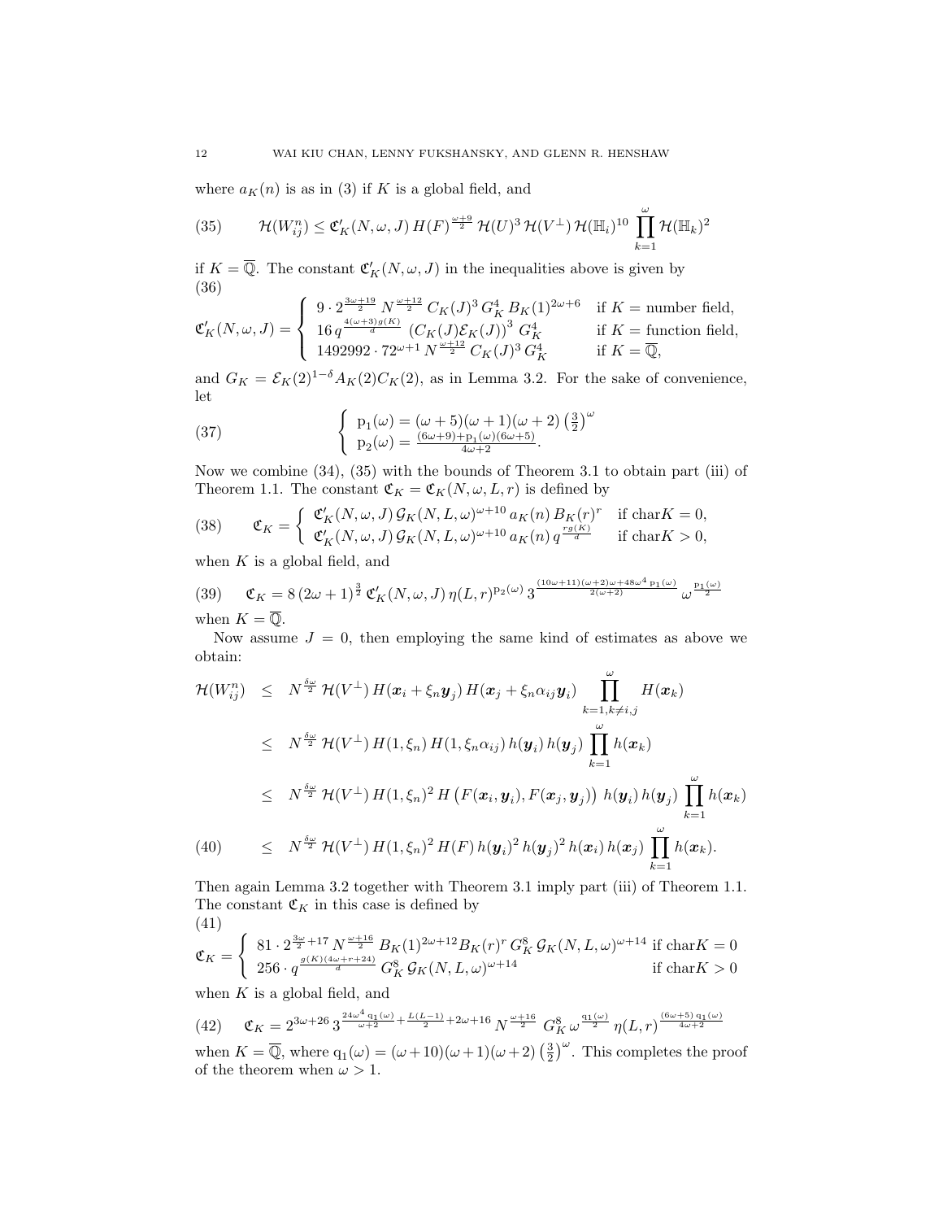where $a_K(n)$ is as in (3) if $K$ is a global field, and

$$\mathcal{H}(W^n_{ij}) \leq \mathfrak{C}'_K(N,\omega,J)\, H(F)^{\frac{\omega+9}{2}}\, \mathcal{H}(U)^3\, \mathcal{H}(V^\perp)\, \mathcal{H}(\mathbb{H}_i)^{10} \prod_{k=1}^{\omega} \mathcal{H}(\mathbb{H}_k)^2 \tag{35}$$

if $K = \overline{\mathbb{Q}}$. The constant $\mathfrak{C}'_K(N,\omega,J)$ in the inequalities above is given by

$$\mathfrak{C}'_K(N,\omega,J) = \begin{cases} 9 \cdot 2^{\frac{3\omega+19}{2}}\, N^{\frac{\omega+12}{2}}\, C_K(J)^3\, G_K^4\, B_K(1)^{2\omega+6} & \text{if } K = \text{number field}, \\ 16\, q^{\frac{4(\omega+3)g(K)}{d}}\, \left(C_K(J)\mathcal{E}_K(J)\right)^3\, G_K^4 & \text{if } K = \text{function field}, \\ 1492992 \cdot 72^{\omega+1}\, N^{\frac{\omega+12}{2}}\, C_K(J)^3\, G_K^4 & \text{if } K = \overline{\mathbb{Q}}, \end{cases} \tag{36}$$

and $G_K = \mathcal{E}_K(2)^{1-\delta} A_K(2) C_K(2)$, as in Lemma 3.2. For the sake of convenience, let

$$\begin{cases} \mathrm{p}_1(\omega) = (\omega+5)(\omega+1)(\omega+2)\left(\frac{3}{2}\right)^{\omega} \\ \mathrm{p}_2(\omega) = \frac{(6\omega+9)+\mathrm{p}_1(\omega)(6\omega+5)}{4\omega+2}. \end{cases} \tag{37}$$

Now we combine (34), (35) with the bounds of Theorem 3.1 to obtain part (iii) of Theorem 1.1. The constant $\mathfrak{C}_K = \mathfrak{C}_K(N,\omega,L,r)$ is defined by

$$\mathfrak{C}_K = \begin{cases} \mathfrak{C}'_K(N,\omega,J)\, \mathcal{G}_K(N,L,\omega)^{\omega+10}\, a_K(n)\, B_K(r)^r & \text{if } \mathrm{char} K = 0, \\ \mathfrak{C}'_K(N,\omega,J)\, \mathcal{G}_K(N,L,\omega)^{\omega+10}\, a_K(n)\, q^{\frac{rg(K)}{d}} & \text{if } \mathrm{char} K > 0, \end{cases} \tag{38}$$

when $K$ is a global field, and

$$\mathfrak{C}_K = 8\,(2\omega+1)^{\frac{3}{2}}\, \mathfrak{C}'_K(N,\omega,J)\, \eta(L,r)^{\mathrm{p}_2(\omega)}\, 3^{\frac{(10\omega+11)(\omega+2)\omega+48\omega^4\,\mathrm{p}_1(\omega)}{2(\omega+2)}}\, \omega^{\frac{\mathrm{p}_1(\omega)}{2}} \tag{39}$$

when $K = \overline{\mathbb{Q}}$.

Now assume $J = 0$, then employing the same kind of estimates as above we obtain:

$$\begin{aligned} \mathcal{H}(W^n_{ij}) &\leq N^{\frac{\delta\omega}{2}}\, \mathcal{H}(V^\perp)\, H(\boldsymbol{x}_i + \xi_n \boldsymbol{y}_j)\, H(\boldsymbol{x}_j + \xi_n \alpha_{ij} \boldsymbol{y}_i) \prod_{k=1, k\neq i,j}^{\omega} H(\boldsymbol{x}_k) \\ &\leq N^{\frac{\delta\omega}{2}}\, \mathcal{H}(V^\perp)\, H(1,\xi_n)\, H(1,\xi_n\alpha_{ij})\, h(\boldsymbol{y}_i)\, h(\boldsymbol{y}_j) \prod_{k=1}^{\omega} h(\boldsymbol{x}_k) \\ &\leq N^{\frac{\delta\omega}{2}}\, \mathcal{H}(V^\perp)\, H(1,\xi_n)^2\, H\left(F(\boldsymbol{x}_i,\boldsymbol{y}_i), F(\boldsymbol{x}_j,\boldsymbol{y}_j)\right)\, h(\boldsymbol{y}_i)\, h(\boldsymbol{y}_j) \prod_{k=1}^{\omega} h(\boldsymbol{x}_k) \\ &\leq N^{\frac{\delta\omega}{2}}\, \mathcal{H}(V^\perp)\, H(1,\xi_n)^2\, H(F)\, h(\boldsymbol{y}_i)^2\, h(\boldsymbol{y}_j)^2\, h(\boldsymbol{x}_i)\, h(\boldsymbol{x}_j) \prod_{k=1}^{\omega} h(\boldsymbol{x}_k). \end{aligned} \tag{40}$$

Then again Lemma 3.2 together with Theorem 3.1 imply part (iii) of Theorem 1.1. The constant $\mathfrak{C}_K$ in this case is defined by

$$\mathfrak{C}_K = \begin{cases} 81 \cdot 2^{\frac{3\omega}{2}+17}\, N^{\frac{\omega+16}{2}}\, B_K(1)^{2\omega+12} B_K(r)^r\, G_K^8\, \mathcal{G}_K(N,L,\omega)^{\omega+14} & \text{if } \mathrm{char} K = 0 \\ 256 \cdot q^{\frac{g(K)(4\omega+r+24)}{d}}\, G_K^8\, \mathcal{G}_K(N,L,\omega)^{\omega+14} & \text{if } \mathrm{char} K > 0 \end{cases} \tag{41}$$

when $K$ is a global field, and

$$\mathfrak{C}_K = 2^{3\omega+26}\, 3^{\frac{24\omega^4\,\mathrm{q}_1(\omega)}{\omega+2}+\frac{L(L-1)}{2}+2\omega+16}\, N^{\frac{\omega+16}{2}}\, G_K^8\, \omega^{\frac{\mathrm{q}_1(\omega)}{2}}\, \eta(L,r)^{\frac{(6\omega+5)\,\mathrm{q}_1(\omega)}{4\omega+2}} \tag{42}$$

when $K = \overline{\mathbb{Q}}$, where $\mathrm{q}_1(\omega) = (\omega+10)(\omega+1)(\omega+2)\left(\frac{3}{2}\right)^{\omega}$. This completes the proof of the theorem when $\omega > 1$.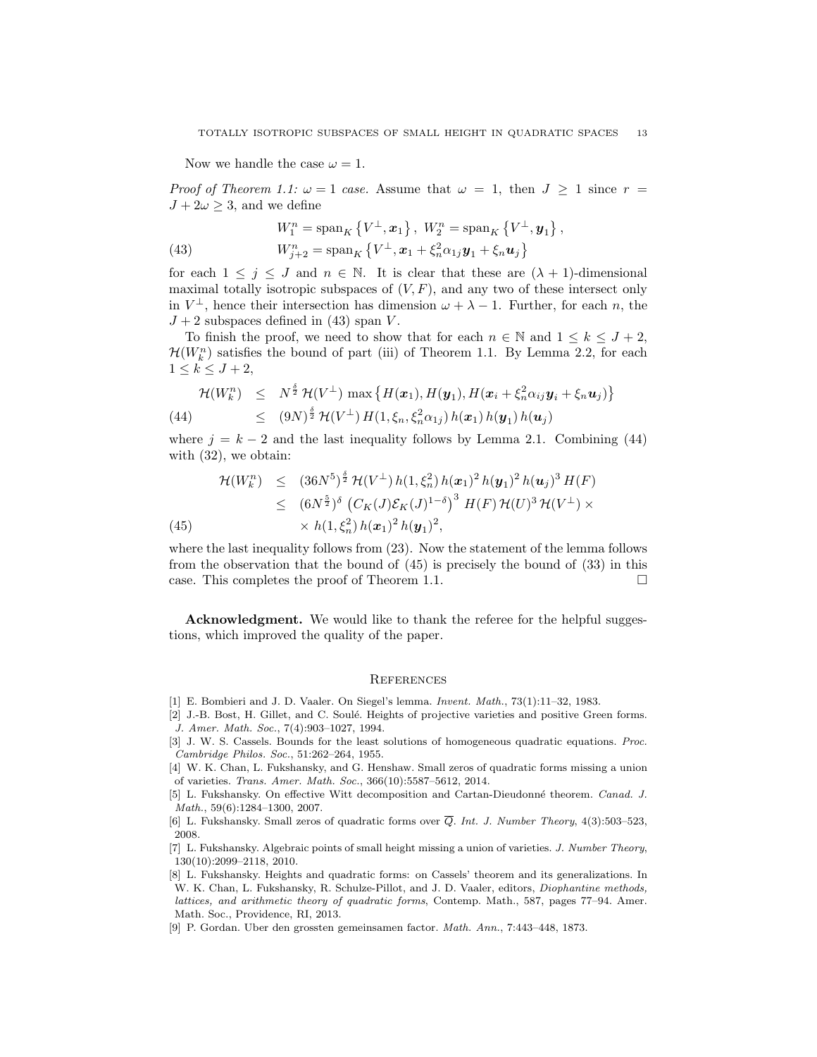Now we handle the case $\omega = 1$.

*Proof of Theorem 1.1: $\omega = 1$ case.* Assume that $\omega = 1$, then $J \geq 1$ since $r = J + 2\omega \geq 3$, and we define

$$
\begin{aligned}
& W_1^n = \operatorname{span}_K \left\{ V^\perp, \boldsymbol{x}_1 \right\}, \ W_2^n = \operatorname{span}_K \left\{ V^\perp, \boldsymbol{y}_1 \right\}, \\
& W_{j+2}^n = \operatorname{span}_K \left\{ V^\perp, \boldsymbol{x}_1 + \xi_n^2 \alpha_{1j} \boldsymbol{y}_1 + \xi_n \boldsymbol{u}_j \right\}
\end{aligned}
\tag{43}
$$

for each $1 \leq j \leq J$ and $n \in \mathbb{N}$. It is clear that these are $(\lambda+1)$-dimensional maximal totally isotropic subspaces of $(V, F)$, and any two of these intersect only in $V^\perp$, hence their intersection has dimension $\omega + \lambda - 1$. Further, for each $n$, the $J+2$ subspaces defined in (43) span $V$.

To finish the proof, we need to show that for each $n \in \mathbb{N}$ and $1 \leq k \leq J+2$, $\mathcal{H}(W_k^n)$ satisfies the bound of part (iii) of Theorem 1.1. By Lemma 2.2, for each $1 \leq k \leq J+2$,

$$
\begin{aligned}
\mathcal{H}(W_k^n) & \leq N^{\frac{\delta}{2}} \, \mathcal{H}(V^\perp) \max \left\{ H(\boldsymbol{x}_1), H(\boldsymbol{y}_1), H(\boldsymbol{x}_i + \xi_n^2 \alpha_{ij} \boldsymbol{y}_i + \xi_n \boldsymbol{u}_j) \right\} \\
& \leq (9N)^{\frac{\delta}{2}} \, \mathcal{H}(V^\perp) \, H(1, \xi_n, \xi_n^2 \alpha_{1j}) \, h(\boldsymbol{x}_1) \, h(\boldsymbol{y}_1) \, h(\boldsymbol{u}_j)
\end{aligned}
\tag{44}
$$

where $j = k-2$ and the last inequality follows by Lemma 2.1. Combining (44) with (32), we obtain:

$$
\begin{aligned}
\mathcal{H}(W_k^n) & \leq (36N^5)^{\frac{\delta}{2}} \, \mathcal{H}(V^\perp) \, h(1, \xi_n^2) \, h(\boldsymbol{x}_1)^2 \, h(\boldsymbol{y}_1)^2 \, h(\boldsymbol{u}_j)^3 \, H(F) \\
& \leq (6N^{\frac{5}{2}})^\delta \left( C_K(J) \mathcal{E}_K(J)^{1-\delta} \right)^3 H(F) \, \mathcal{H}(U)^3 \, \mathcal{H}(V^\perp) \times \\
& \quad \times h(1, \xi_n^2) \, h(\boldsymbol{x}_1)^2 \, h(\boldsymbol{y}_1)^2,
\end{aligned}
\tag{45}
$$

where the last inequality follows from (23). Now the statement of the lemma follows from the observation that the bound of (45) is precisely the bound of (33) in this case. This completes the proof of Theorem 1.1. □

**Acknowledgment.** We would like to thank the referee for the helpful suggestions, which improved the quality of the paper.

## References

[1] E. Bombieri and J. D. Vaaler. On Siegel's lemma. *Invent. Math.*, 73(1):11–32, 1983.

[2] J.-B. Bost, H. Gillet, and C. Soulé. Heights of projective varieties and positive Green forms. *J. Amer. Math. Soc.*, 7(4):903–1027, 1994.

[3] J. W. S. Cassels. Bounds for the least solutions of homogeneous quadratic equations. *Proc. Cambridge Philos. Soc.*, 51:262–264, 1955.

[4] W. K. Chan, L. Fukshansky, and G. Henshaw. Small zeros of quadratic forms missing a union of varieties. *Trans. Amer. Math. Soc.*, 366(10):5587–5612, 2014.

[5] L. Fukshansky. On effective Witt decomposition and Cartan-Dieudonné theorem. *Canad. J. Math.*, 59(6):1284–1300, 2007.

[6] L. Fukshansky. Small zeros of quadratic forms over $\overline{Q}$. *Int. J. Number Theory*, 4(3):503–523, 2008.

[7] L. Fukshansky. Algebraic points of small height missing a union of varieties. *J. Number Theory*, 130(10):2099–2118, 2010.

[8] L. Fukshansky. Heights and quadratic forms: on Cassels' theorem and its generalizations. In W. K. Chan, L. Fukshansky, R. Schulze-Pillot, and J. D. Vaaler, editors, *Diophantine methods, lattices, and arithmetic theory of quadratic forms*, Contemp. Math., 587, pages 77–94. Amer. Math. Soc., Providence, RI, 2013.

[9] P. Gordan. Uber den grossten gemeinsamen factor. *Math. Ann.*, 7:443–448, 1873.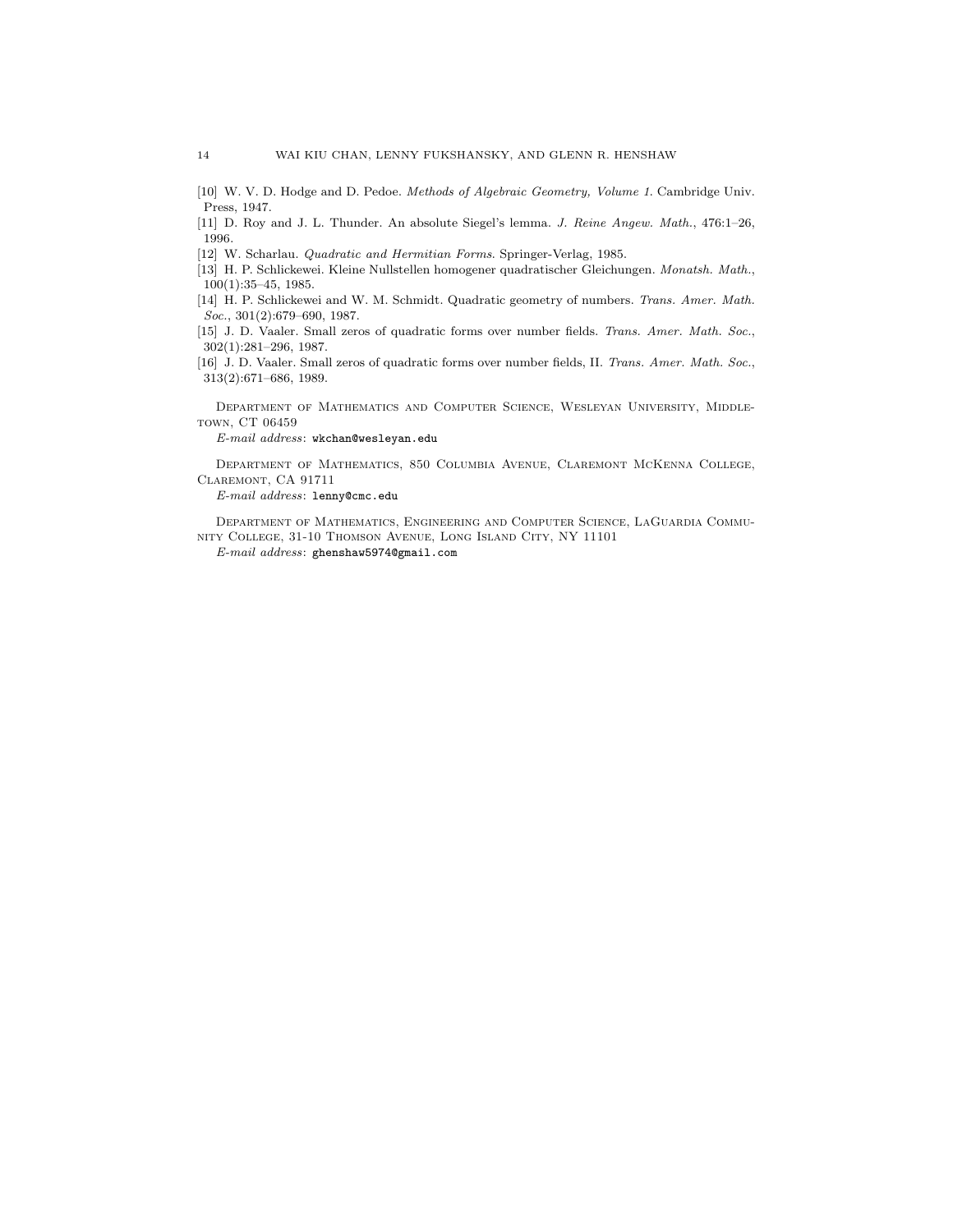[10] W. V. D. Hodge and D. Pedoe. *Methods of Algebraic Geometry, Volume 1*. Cambridge Univ. Press, 1947.

[11] D. Roy and J. L. Thunder. An absolute Siegel's lemma. *J. Reine Angew. Math.*, 476:1–26, 1996.

[12] W. Scharlau. *Quadratic and Hermitian Forms*. Springer-Verlag, 1985.

[13] H. P. Schlickewei. Kleine Nullstellen homogener quadratischer Gleichungen. *Monatsh. Math.*, 100(1):35–45, 1985.

[14] H. P. Schlickewei and W. M. Schmidt. Quadratic geometry of numbers. *Trans. Amer. Math. Soc.*, 301(2):679–690, 1987.

[15] J. D. Vaaler. Small zeros of quadratic forms over number fields. *Trans. Amer. Math. Soc.*, 302(1):281–296, 1987.

[16] J. D. Vaaler. Small zeros of quadratic forms over number fields, II. *Trans. Amer. Math. Soc.*, 313(2):671–686, 1989.

Department of Mathematics and Computer Science, Wesleyan University, Middletown, CT 06459

*E-mail address*: wkchan@wesleyan.edu

Department of Mathematics, 850 Columbia Avenue, Claremont McKenna College, Claremont, CA 91711

*E-mail address*: lenny@cmc.edu

Department of Mathematics, Engineering and Computer Science, LaGuardia Community College, 31-10 Thomson Avenue, Long Island City, NY 11101

*E-mail address*: ghenshaw5974@gmail.com